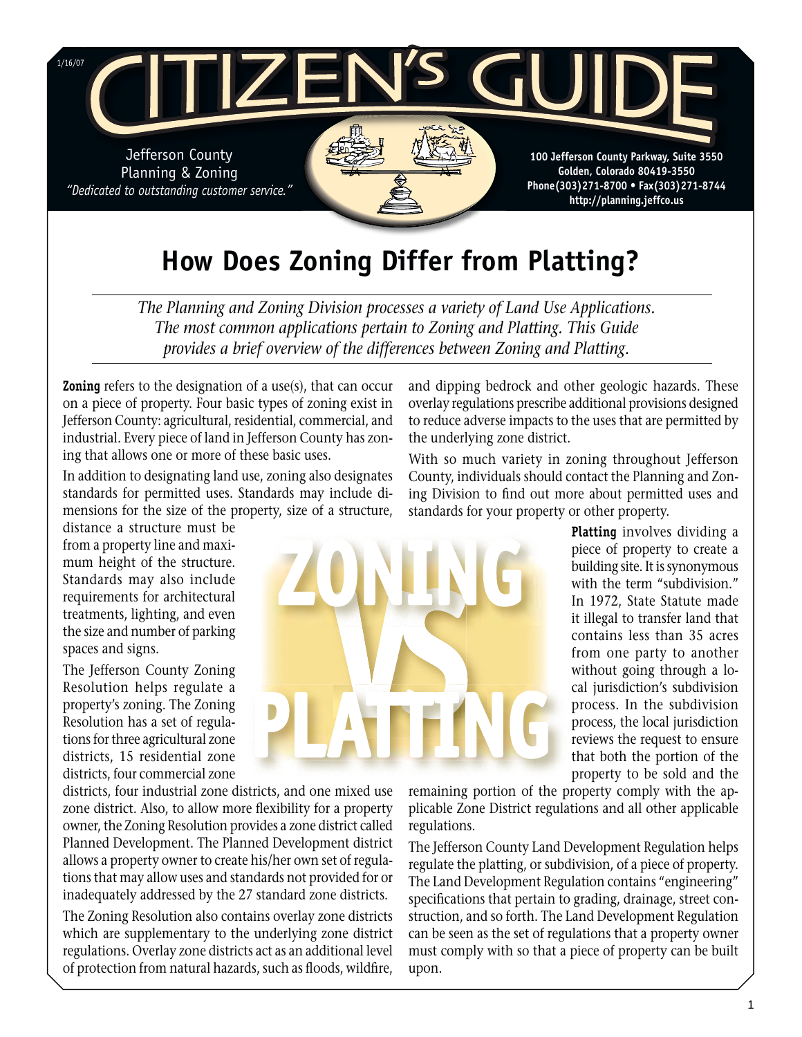1/16/07

# CITIZEN'S GUIDE

Jefferson County
Planning & Zoning
*"Dedicated to outstanding customer service."*

**100 Jefferson County Parkway, Suite 3550**
**Golden, Colorado 80419-3550**
**Phone(303)271-8700 • Fax(303)271-8744**
**http://planning.jeffco.us**

## How Does Zoning Differ from Platting?

*The Planning and Zoning Division processes a variety of Land Use Applications. The most common applications pertain to Zoning and Platting. This Guide provides a brief overview of the differences between Zoning and Platting.*

**Zoning** refers to the designation of a use(s), that can occur on a piece of property. Four basic types of zoning exist in Jefferson County: agricultural, residential, commercial, and industrial. Every piece of land in Jefferson County has zoning that allows one or more of these basic uses.

In addition to designating land use, zoning also designates standards for permitted uses. Standards may include dimensions for the size of the property, size of a structure, distance a structure must be from a property line and maximum height of the structure. Standards may also include requirements for architectural treatments, lighting, and even the size and number of parking spaces and signs.

The Jefferson County Zoning Resolution helps regulate a property's zoning. The Zoning Resolution has a set of regulations for three agricultural zone districts, 15 residential zone districts, four commercial zone districts, four industrial zone districts, and one mixed use zone district. Also, to allow more flexibility for a property owner, the Zoning Resolution provides a zone district called Planned Development. The Planned Development district allows a property owner to create his/her own set of regulations that may allow uses and standards not provided for or inadequately addressed by the 27 standard zone districts.

The Zoning Resolution also contains overlay zone districts which are supplementary to the underlying zone district regulations. Overlay zone districts act as an additional level of protection from natural hazards, such as floods, wildfire, and dipping bedrock and other geologic hazards. These overlay regulations prescribe additional provisions designed to reduce adverse impacts to the uses that are permitted by the underlying zone district.

With so much variety in zoning throughout Jefferson County, individuals should contact the Planning and Zoning Division to find out more about permitted uses and standards for your property or other property.

ZONING VS PLATTING

**Platting** involves dividing a piece of property to create a building site. It is synonymous with the term "subdivision." In 1972, State Statute made it illegal to transfer land that contains less than 35 acres from one party to another without going through a local jurisdiction's subdivision process. In the subdivision process, the local jurisdiction reviews the request to ensure that both the portion of the property to be sold and the remaining portion of the property comply with the applicable Zone District regulations and all other applicable regulations.

The Jefferson County Land Development Regulation helps regulate the platting, or subdivision, of a piece of property. The Land Development Regulation contains "engineering" specifications that pertain to grading, drainage, street construction, and so forth. The Land Development Regulation can be seen as the set of regulations that a property owner must comply with so that a piece of property can be built upon.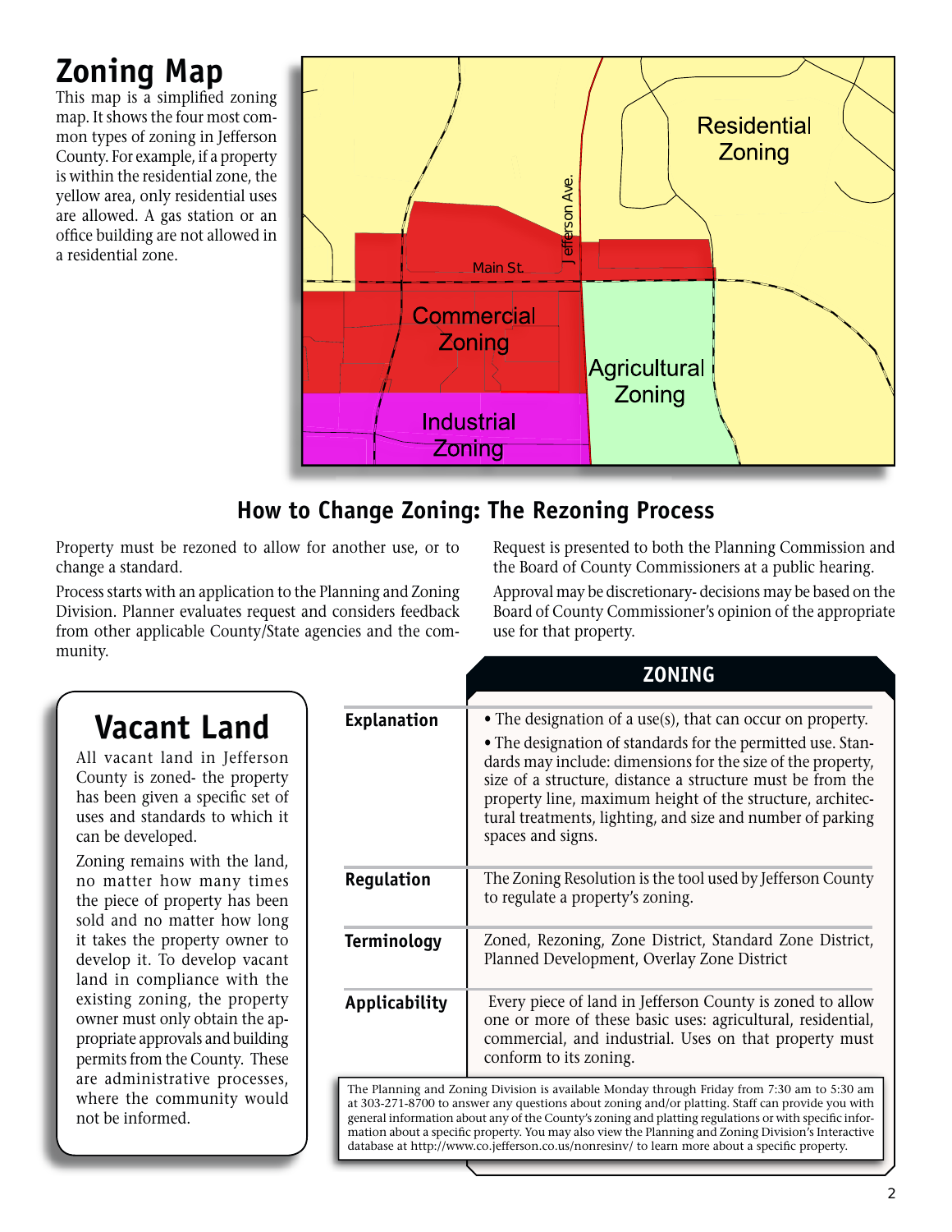# Zoning Map

This map is a simplified zoning map. It shows the four most common types of zoning in Jefferson County. For example, if a property is within the residential zone, the yellow area, only residential uses are allowed. A gas station or an office building are not allowed in a residential zone.

Residential Zoning

Commercial Zoning

Industrial Zoning

Agricultural Zoning

Main St.

Jefferson Ave.

## How to Change Zoning: The Rezoning Process

Property must be rezoned to allow for another use, or to change a standard.

Process starts with an application to the Planning and Zoning Division. Planner evaluates request and considers feedback from other applicable County/State agencies and the community.

Request is presented to both the Planning Commission and the Board of County Commissioners at a public hearing.

Approval may be discretionary- decisions may be based on the Board of County Commissioner's opinion of the appropriate use for that property.

## Vacant Land

All vacant land in Jefferson County is zoned- the property has been given a specific set of uses and standards to which it can be developed.

Zoning remains with the land, no matter how many times the piece of property has been sold and no matter how long it takes the property owner to develop it. To develop vacant land in compliance with the existing zoning, the property owner must only obtain the appropriate approvals and building permits from the County. These are administrative processes, where the community would not be informed.

| | ZONING |
|---|---|
| **Explanation** | • The designation of a use(s), that can occur on property.<br>• The designation of standards for the permitted use. Standards may include: dimensions for the size of the property, size of a structure, distance a structure must be from the property line, maximum height of the structure, architectural treatments, lighting, and size and number of parking spaces and signs. |
| **Regulation** | The Zoning Resolution is the tool used by Jefferson County to regulate a property's zoning. |
| **Terminology** | Zoned, Rezoning, Zone District, Standard Zone District, Planned Development, Overlay Zone District |
| **Applicability** | Every piece of land in Jefferson County is zoned to allow one or more of these basic uses: agricultural, residential, commercial, and industrial. Uses on that property must conform to its zoning. |

The Planning and Zoning Division is available Monday through Friday from 7:30 am to 5:30 am at 303-271-8700 to answer any questions about zoning and/or platting. Staff can provide you with general information about any of the County's zoning and platting regulations or with specific information about a specific property. You may also view the Planning and Zoning Division's Interactive database at http://www.co.jefferson.co.us/nonresinv/ to learn more about a specific property.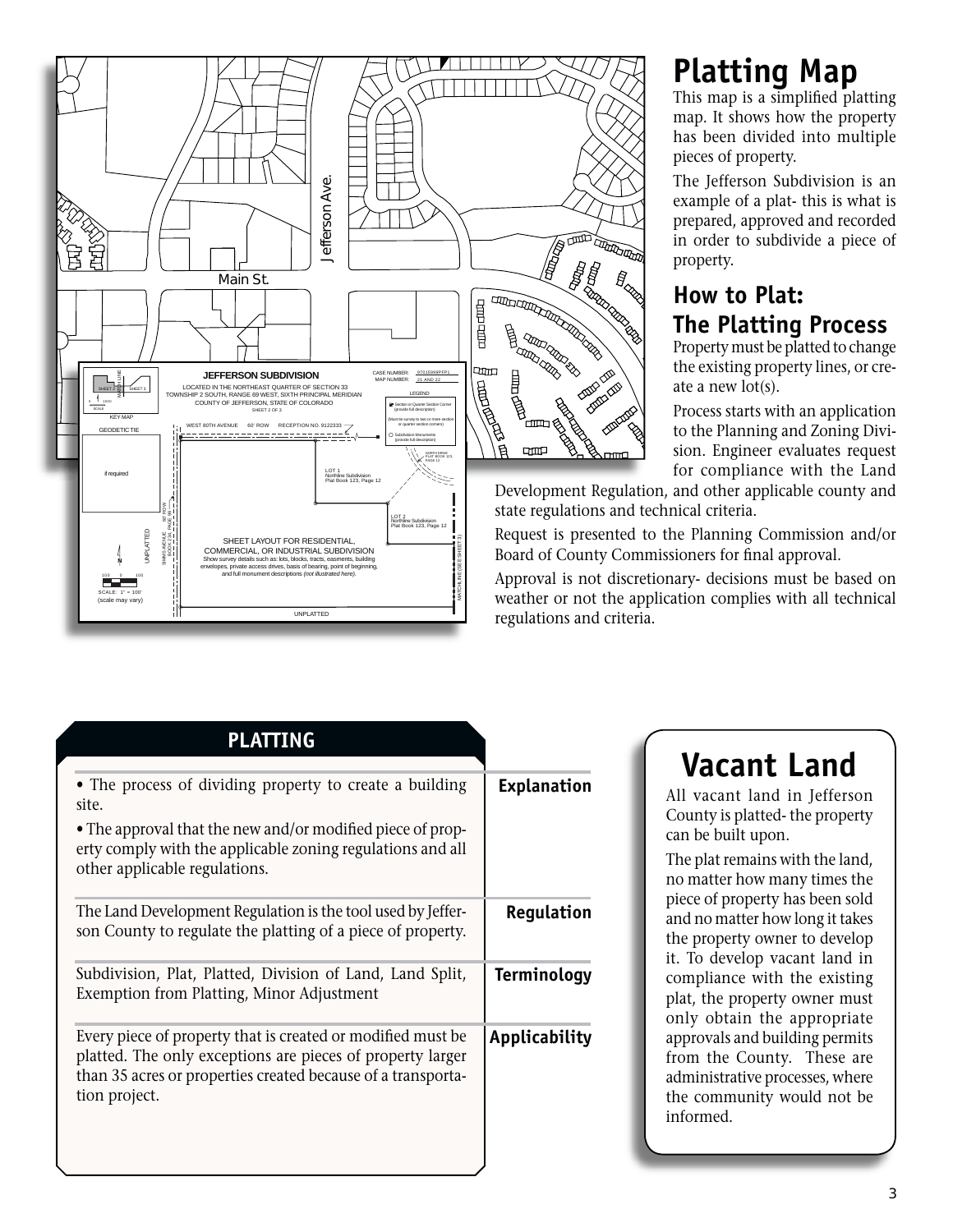## Platting Map

This map is a simplified platting map. It shows how the property has been divided into multiple pieces of property.

The Jefferson Subdivision is an example of a plat- this is what is prepared, approved and recorded in order to subdivide a piece of property.

## How to Plat: The Platting Process

Property must be platted to change the existing property lines, or create a new lot(s).

Process starts with an application to the Planning and Zoning Division. Engineer evaluates request for compliance with the Land Development Regulation, and other applicable county and state regulations and technical criteria.

Request is presented to the Planning Commission and/or Board of County Commissioners for final approval.

Approval is not discretionary- decisions must be based on weather or not the application complies with all technical regulations and criteria.

### PLATTING

**Explanation**

- The process of dividing property to create a building site.
- The approval that the new and/or modified piece of property comply with the applicable zoning regulations and all other applicable regulations.

**Regulation**

The Land Development Regulation is the tool used by Jefferson County to regulate the platting of a piece of property.

**Terminology**

Subdivision, Plat, Platted, Division of Land, Land Split, Exemption from Platting, Minor Adjustment

**Applicability**

Every piece of property that is created or modified must be platted. The only exceptions are pieces of property larger than 35 acres or properties created because of a transportation project.

## Vacant Land

All vacant land in Jefferson County is platted- the property can be built upon.

The plat remains with the land, no matter how many times the piece of property has been sold and no matter how long it takes the property owner to develop it. To develop vacant land in compliance with the existing plat, the property owner must only obtain the appropriate approvals and building permits from the County. These are administrative processes, where the community would not be informed.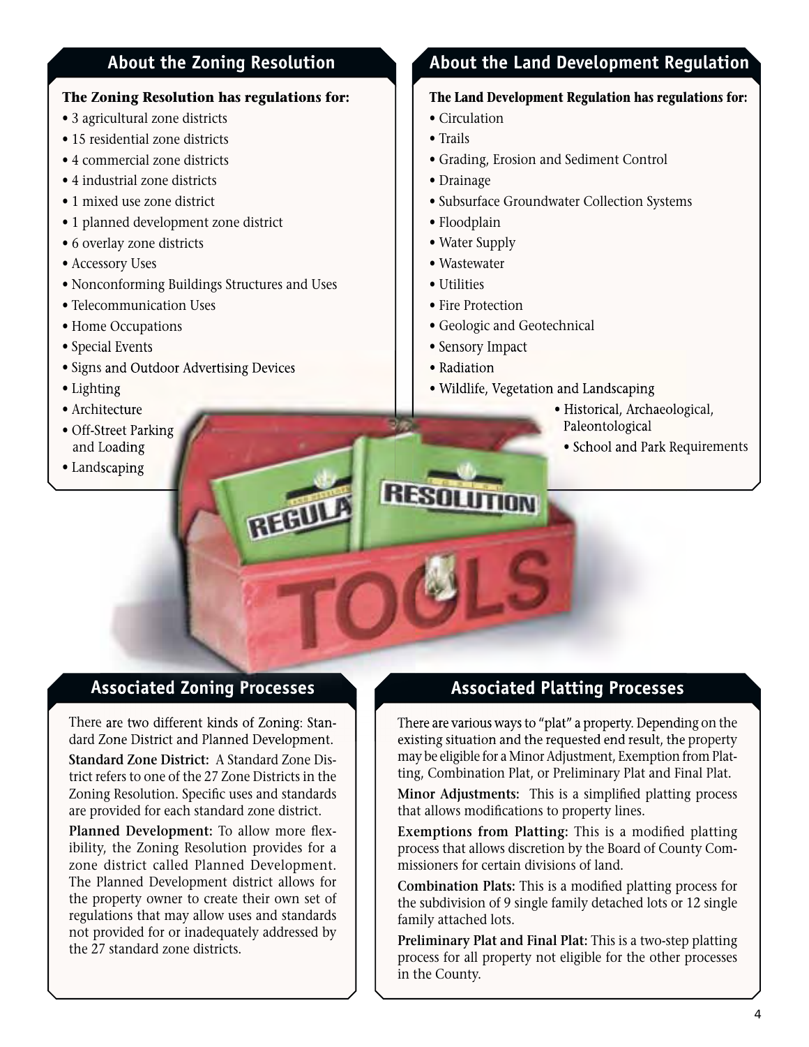## About the Zoning Resolution

**The Zoning Resolution has regulations for:**

- 3 agricultural zone districts
- 15 residential zone districts
- 4 commercial zone districts
- 4 industrial zone districts
- 1 mixed use zone district
- 1 planned development zone district
- 6 overlay zone districts
- Accessory Uses
- Nonconforming Buildings Structures and Uses
- Telecommunication Uses
- Home Occupations
- Special Events
- Signs and Outdoor Advertising Devices
- Lighting
- Architecture
- Off-Street Parking and Loading
- Landscaping

## About the Land Development Regulation

**The Land Development Regulation has regulations for:**

- Circulation
- Trails
- Grading, Erosion and Sediment Control
- Drainage
- Subsurface Groundwater Collection Systems
- Floodplain
- Water Supply
- Wastewater
- Utilities
- Fire Protection
- Geologic and Geotechnical
- Sensory Impact
- Radiation
- Wildlife, Vegetation and Landscaping
- Historical, Archaeological, Paleontological
- School and Park Requirements

## Associated Zoning Processes

There are two different kinds of Zoning: Standard Zone District and Planned Development.

**Standard Zone District:** A Standard Zone District refers to one of the 27 Zone Districts in the Zoning Resolution. Specific uses and standards are provided for each standard zone district.

**Planned Development:** To allow more flexibility, the Zoning Resolution provides for a zone district called Planned Development. The Planned Development district allows for the property owner to create their own set of regulations that may allow uses and standards not provided for or inadequately addressed by the 27 standard zone districts.

## Associated Platting Processes

There are various ways to "plat" a property. Depending on the existing situation and the requested end result, the property may be eligible for a Minor Adjustment, Exemption from Platting, Combination Plat, or Preliminary Plat and Final Plat.

**Minor Adjustments:** This is a simplified platting process that allows modifications to property lines.

**Exemptions from Platting:** This is a modified platting process that allows discretion by the Board of County Commissioners for certain divisions of land.

**Combination Plats:** This is a modified platting process for the subdivision of 9 single family detached lots or 12 single family attached lots.

**Preliminary Plat and Final Plat:** This is a two-step platting process for all property not eligible for the other processes in the County.